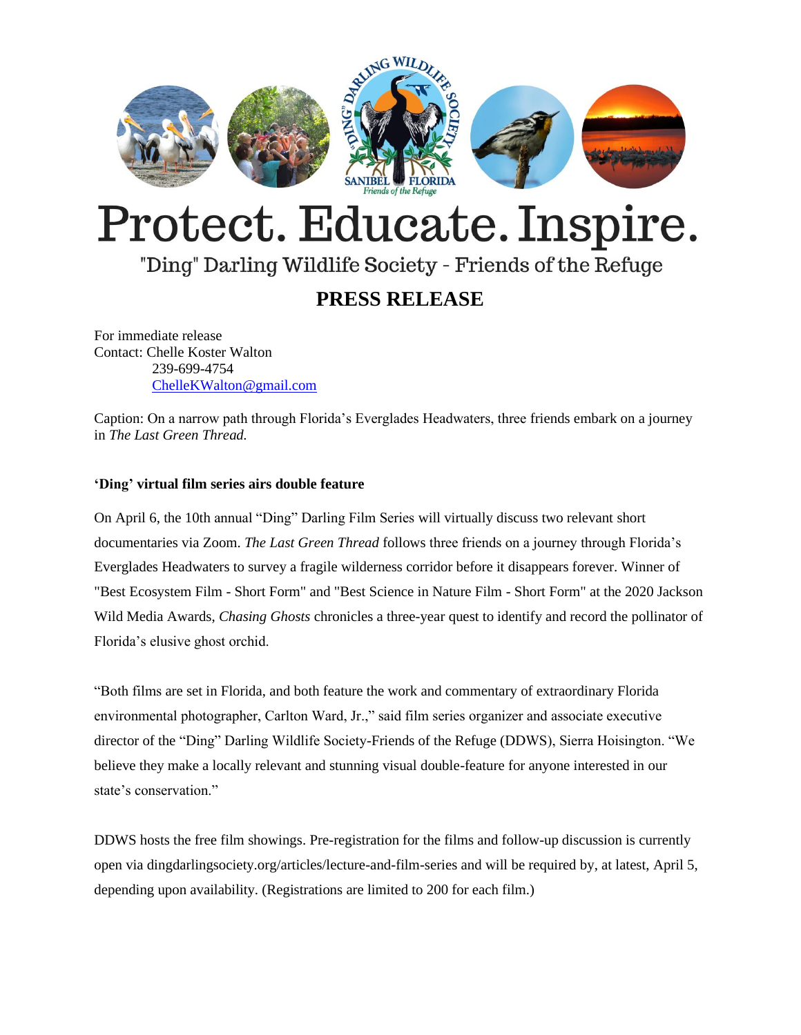# Protect. Educate. Inspire.

"Ding" Darling Wildlife Society - Friends of the Refuge

## PRESS RELEASE

For immediate release
Contact: Chelle Koster Walton
239-699-4754
ChelleKWalton@gmail.com

Caption: On a narrow path through Florida's Everglades Headwaters, three friends embark on a journey in *The Last Green Thread.*

**'Ding' virtual film series airs double feature**

On April 6, the 10th annual "Ding" Darling Film Series will virtually discuss two relevant short documentaries via Zoom. *The Last Green Thread* follows three friends on a journey through Florida's Everglades Headwaters to survey a fragile wilderness corridor before it disappears forever. Winner of "Best Ecosystem Film - Short Form" and "Best Science in Nature Film - Short Form" at the 2020 Jackson Wild Media Awards, *Chasing Ghosts* chronicles a three-year quest to identify and record the pollinator of Florida's elusive ghost orchid.

"Both films are set in Florida, and both feature the work and commentary of extraordinary Florida environmental photographer, Carlton Ward, Jr.," said film series organizer and associate executive director of the "Ding" Darling Wildlife Society-Friends of the Refuge (DDWS), Sierra Hoisington. "We believe they make a locally relevant and stunning visual double-feature for anyone interested in our state's conservation."

DDWS hosts the free film showings. Pre-registration for the films and follow-up discussion is currently open via dingdarlingsociety.org/articles/lecture-and-film-series and will be required by, at latest, April 5, depending upon availability. (Registrations are limited to 200 for each film.)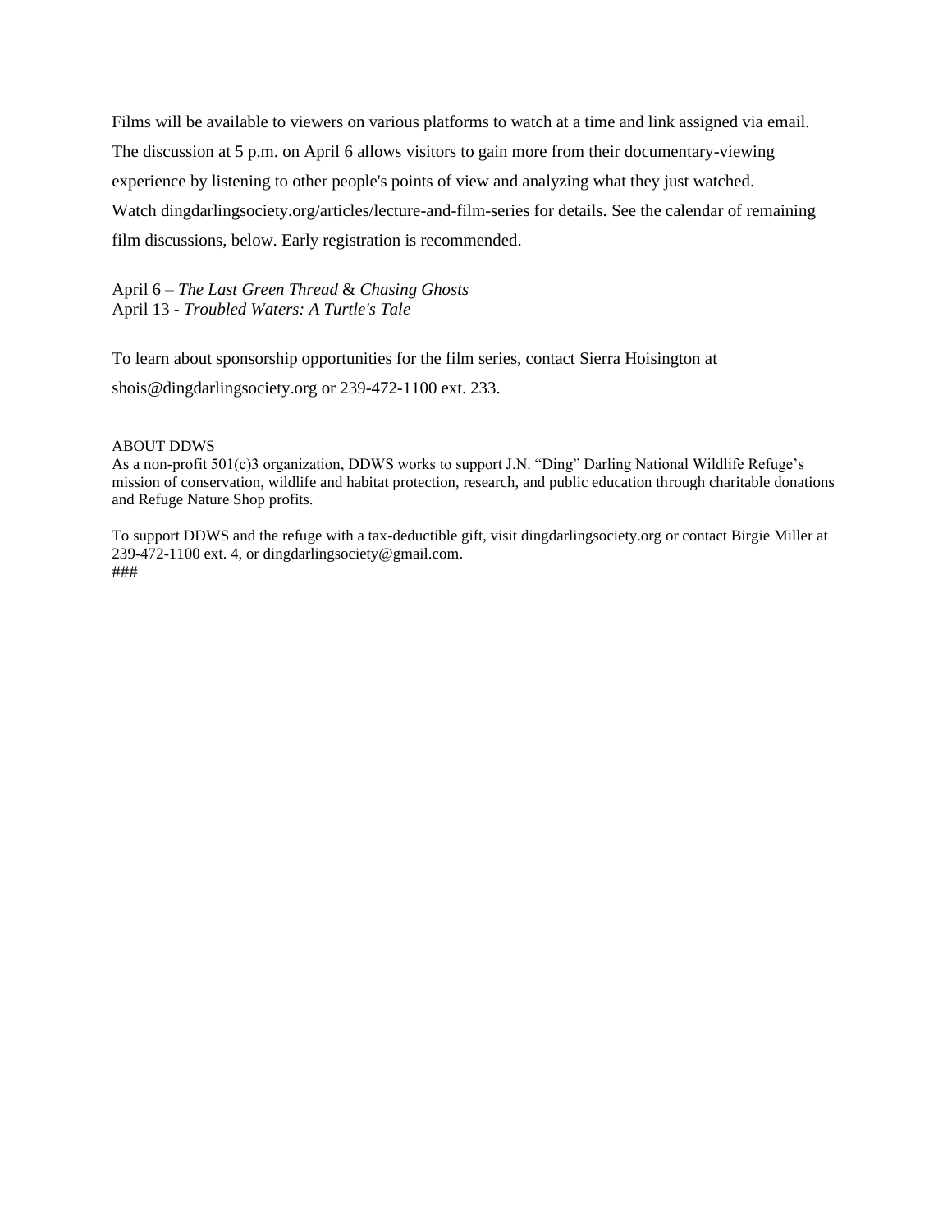Films will be available to viewers on various platforms to watch at a time and link assigned via email. The discussion at 5 p.m. on April 6 allows visitors to gain more from their documentary-viewing experience by listening to other people's points of view and analyzing what they just watched. Watch dingdarlingsociety.org/articles/lecture-and-film-series for details. See the calendar of remaining film discussions, below. Early registration is recommended.

April 6 – *The Last Green Thread* & *Chasing Ghosts*
April 13 - *Troubled Waters: A Turtle's Tale*

To learn about sponsorship opportunities for the film series, contact Sierra Hoisington at shois@dingdarlingsociety.org or 239-472-1100 ext. 233.

ABOUT DDWS
As a non-profit 501(c)3 organization, DDWS works to support J.N. "Ding" Darling National Wildlife Refuge's mission of conservation, wildlife and habitat protection, research, and public education through charitable donations and Refuge Nature Shop profits.

To support DDWS and the refuge with a tax-deductible gift, visit dingdarlingsociety.org or contact Birgie Miller at 239-472-1100 ext. 4, or dingdarlingsociety@gmail.com.
###